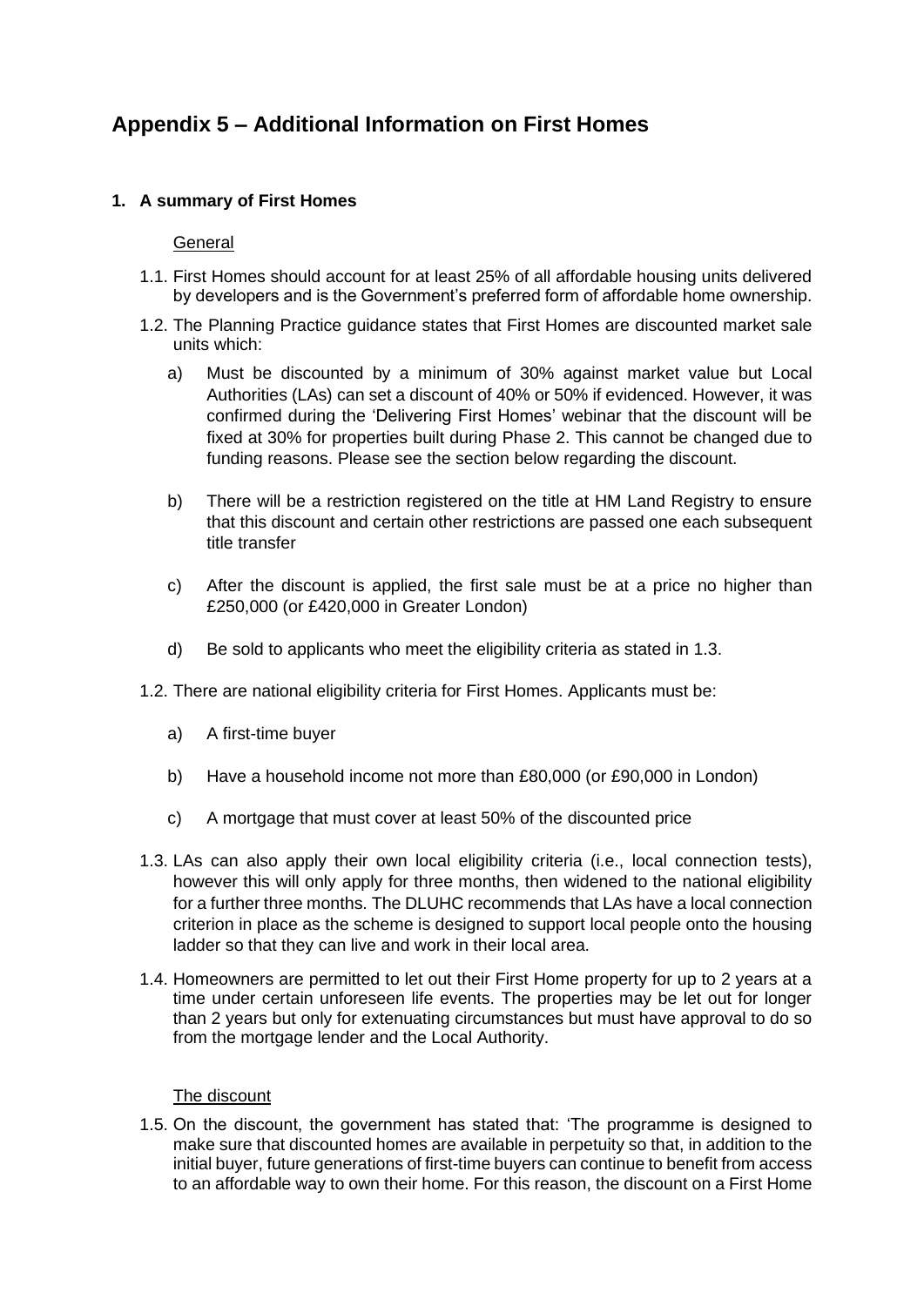# Appendix 5 – Additional Information on First Homes

## 1. A summary of First Homes

General

1.1. First Homes should account for at least 25% of all affordable housing units delivered by developers and is the Government's preferred form of affordable home ownership.

1.2. The Planning Practice guidance states that First Homes are discounted market sale units which:

a) Must be discounted by a minimum of 30% against market value but Local Authorities (LAs) can set a discount of 40% or 50% if evidenced. However, it was confirmed during the 'Delivering First Homes' webinar that the discount will be fixed at 30% for properties built during Phase 2. This cannot be changed due to funding reasons. Please see the section below regarding the discount.

b) There will be a restriction registered on the title at HM Land Registry to ensure that this discount and certain other restrictions are passed one each subsequent title transfer

c) After the discount is applied, the first sale must be at a price no higher than £250,000 (or £420,000 in Greater London)

d) Be sold to applicants who meet the eligibility criteria as stated in 1.3.

1.2. There are national eligibility criteria for First Homes. Applicants must be:

a) A first-time buyer

b) Have a household income not more than £80,000 (or £90,000 in London)

c) A mortgage that must cover at least 50% of the discounted price

1.3. LAs can also apply their own local eligibility criteria (i.e., local connection tests), however this will only apply for three months, then widened to the national eligibility for a further three months. The DLUHC recommends that LAs have a local connection criterion in place as the scheme is designed to support local people onto the housing ladder so that they can live and work in their local area.

1.4. Homeowners are permitted to let out their First Home property for up to 2 years at a time under certain unforeseen life events. The properties may be let out for longer than 2 years but only for extenuating circumstances but must have approval to do so from the mortgage lender and the Local Authority.

The discount

1.5. On the discount, the government has stated that: 'The programme is designed to make sure that discounted homes are available in perpetuity so that, in addition to the initial buyer, future generations of first-time buyers can continue to benefit from access to an affordable way to own their home. For this reason, the discount on a First Home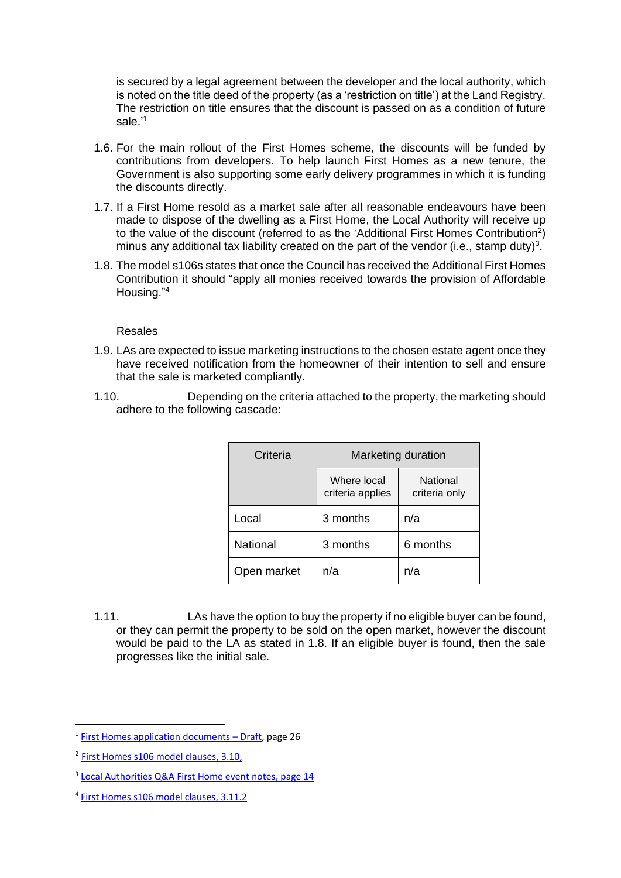is secured by a legal agreement between the developer and the local authority, which is noted on the title deed of the property (as a 'restriction on title') at the Land Registry. The restriction on title ensures that the discount is passed on as a condition of future sale.'[1]

1.6. For the main rollout of the First Homes scheme, the discounts will be funded by contributions from developers. To help launch First Homes as a new tenure, the Government is also supporting some early delivery programmes in which it is funding the discounts directly.

1.7. If a First Home resold as a market sale after all reasonable endeavours have been made to dispose of the dwelling as a First Home, the Local Authority will receive up to the value of the discount (referred to as the 'Additional First Homes Contribution[2]) minus any additional tax liability created on the part of the vendor (i.e., stamp duty)[3].

1.8. The model s106s states that once the Council has received the Additional First Homes Contribution it should "apply all monies received towards the provision of Affordable Housing."[4]

<u>Resales</u>

1.9. LAs are expected to issue marketing instructions to the chosen estate agent once they have received notification from the homeowner of their intention to sell and ensure that the sale is marketed compliantly.

1.10. Depending on the criteria attached to the property, the marketing should adhere to the following cascade:

| Criteria | Marketing duration | |
|---|---|---|
| | Where local criteria applies | National criteria only |
| Local | 3 months | n/a |
| National | 3 months | 6 months |
| Open market | n/a | n/a |

1.11. LAs have the option to buy the property if no eligible buyer can be found, or they can permit the property to be sold on the open market, however the discount would be paid to the LA as stated in 1.8. If an eligible buyer is found, then the sale progresses like the initial sale.

[1] First Homes application documents – Draft, page 26

[2] First Homes s106 model clauses, 3.10,

[3] Local Authorities Q&A First Home event notes, page 14

[4] First Homes s106 model clauses, 3.11.2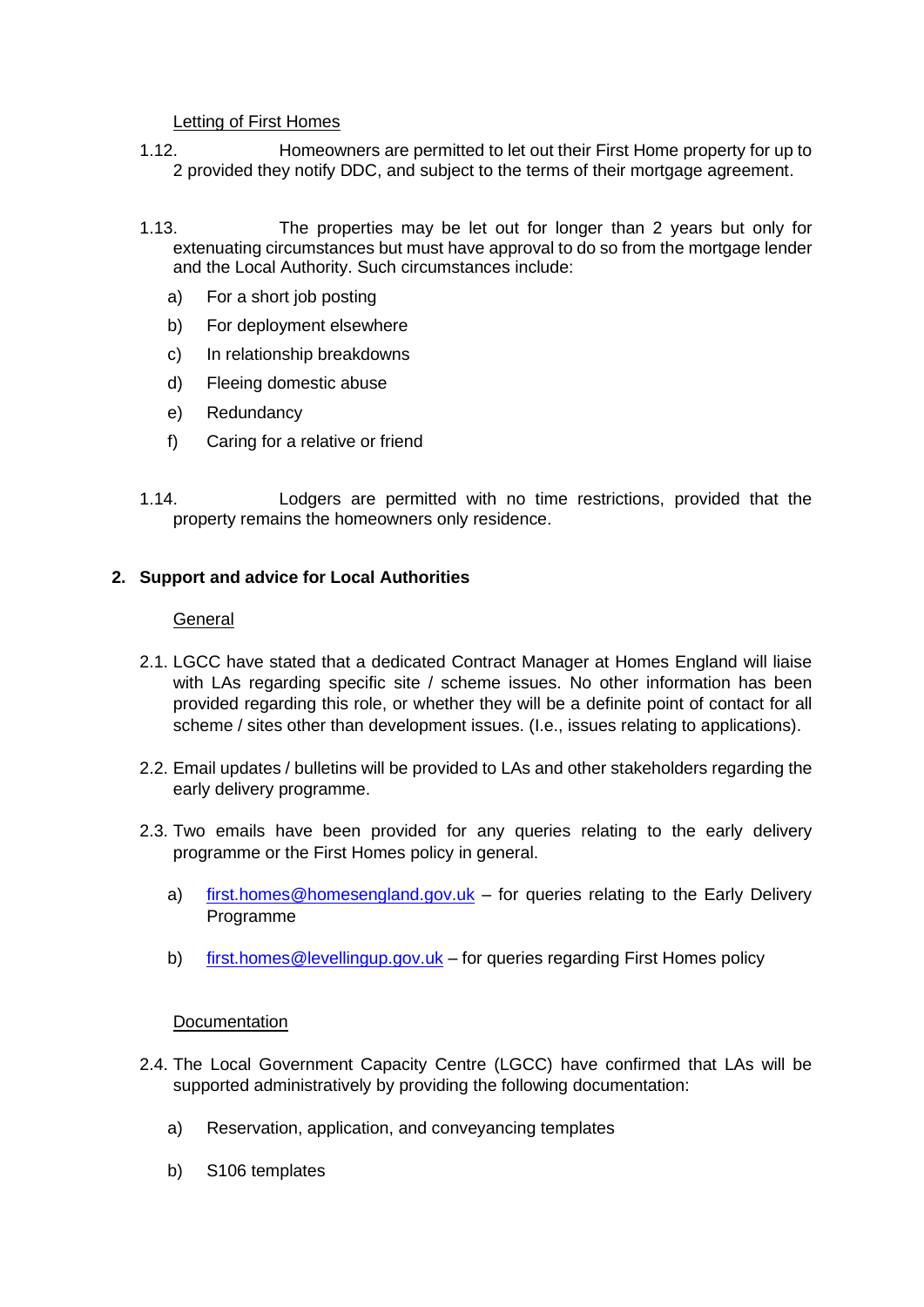Letting of First Homes

1.12. Homeowners are permitted to let out their First Home property for up to 2 provided they notify DDC, and subject to the terms of their mortgage agreement.

1.13. The properties may be let out for longer than 2 years but only for extenuating circumstances but must have approval to do so from the mortgage lender and the Local Authority. Such circumstances include:

a) For a short job posting

b) For deployment elsewhere

c) In relationship breakdowns

d) Fleeing domestic abuse

e) Redundancy

f) Caring for a relative or friend

1.14. Lodgers are permitted with no time restrictions, provided that the property remains the homeowners only residence.

## 2. Support and advice for Local Authorities

General

2.1. LGCC have stated that a dedicated Contract Manager at Homes England will liaise with LAs regarding specific site / scheme issues. No other information has been provided regarding this role, or whether they will be a definite point of contact for all scheme / sites other than development issues. (I.e., issues relating to applications).

2.2. Email updates / bulletins will be provided to LAs and other stakeholders regarding the early delivery programme.

2.3. Two emails have been provided for any queries relating to the early delivery programme or the First Homes policy in general.

a) first.homes@homesengland.gov.uk – for queries relating to the Early Delivery Programme

b) first.homes@levellingup.gov.uk – for queries regarding First Homes policy

Documentation

2.4. The Local Government Capacity Centre (LGCC) have confirmed that LAs will be supported administratively by providing the following documentation:

a) Reservation, application, and conveyancing templates

b) S106 templates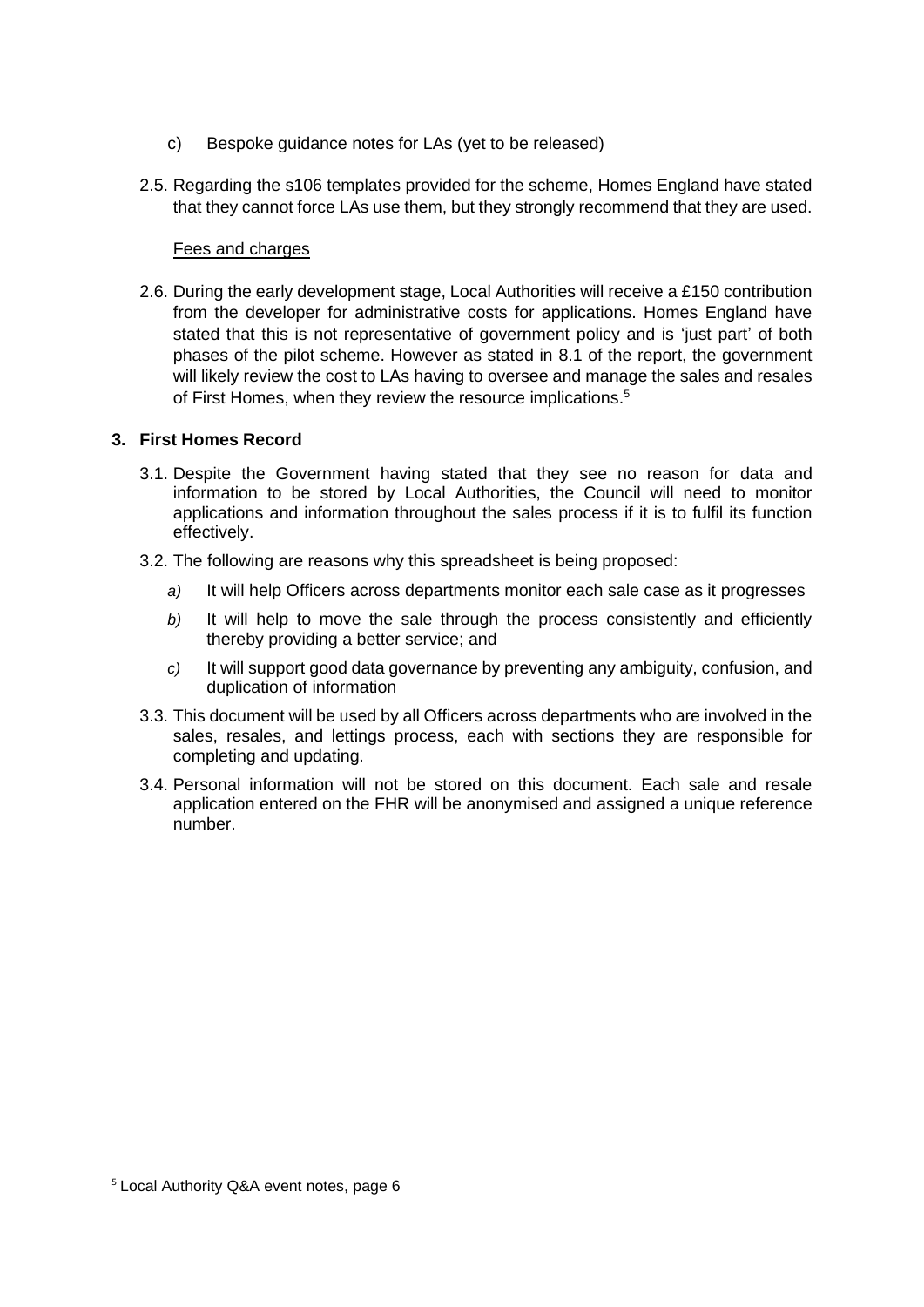c) Bespoke guidance notes for LAs (yet to be released)

2.5. Regarding the s106 templates provided for the scheme, Homes England have stated that they cannot force LAs use them, but they strongly recommend that they are used.

Fees and charges

2.6. During the early development stage, Local Authorities will receive a £150 contribution from the developer for administrative costs for applications. Homes England have stated that this is not representative of government policy and is 'just part' of both phases of the pilot scheme. However as stated in 8.1 of the report, the government will likely review the cost to LAs having to oversee and manage the sales and resales of First Homes, when they review the resource implications.[5]

## 3. First Homes Record

3.1. Despite the Government having stated that they see no reason for data and information to be stored by Local Authorities, the Council will need to monitor applications and information throughout the sales process if it is to fulfil its function effectively.

3.2. The following are reasons why this spreadsheet is being proposed:

*a)* It will help Officers across departments monitor each sale case as it progresses

*b)* It will help to move the sale through the process consistently and efficiently thereby providing a better service; and

*c)* It will support good data governance by preventing any ambiguity, confusion, and duplication of information

3.3. This document will be used by all Officers across departments who are involved in the sales, resales, and lettings process, each with sections they are responsible for completing and updating.

3.4. Personal information will not be stored on this document. Each sale and resale application entered on the FHR will be anonymised and assigned a unique reference number.

---

[5] Local Authority Q&A event notes, page 6